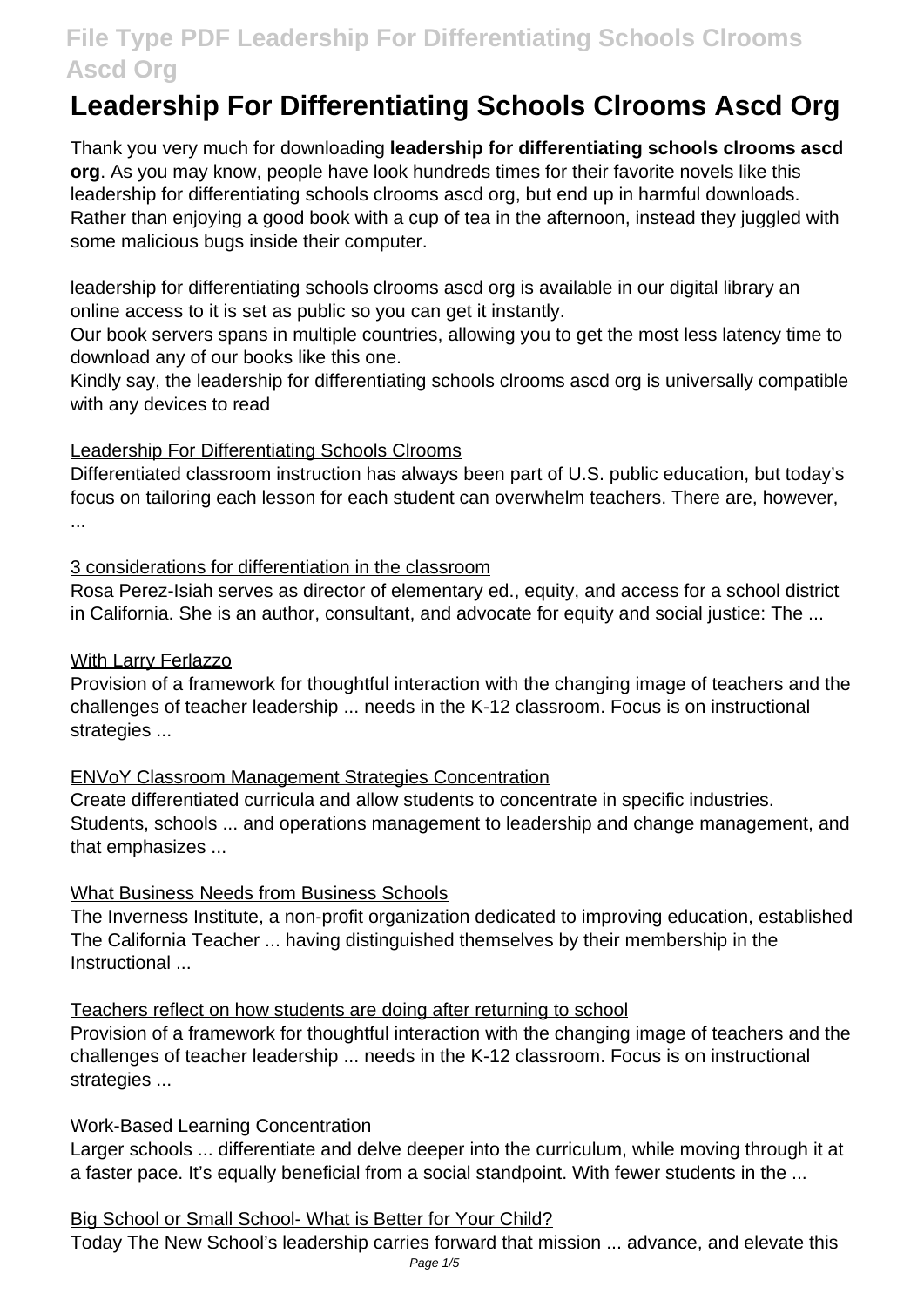# Leadership For Differentiating Schools Clrooms Ascd Org

Thank you very much for downloading **leadership for differentiating schools clrooms ascd org**. As you may know, people have look hundreds times for their favorite novels like this leadership for differentiating schools clrooms ascd org, but end up in harmful downloads. Rather than enjoying a good book with a cup of tea in the afternoon, instead they juggled with some malicious bugs inside their computer.

leadership for differentiating schools clrooms ascd org is available in our digital library an online access to it is set as public so you can get it instantly.

Our book servers spans in multiple countries, allowing you to get the most less latency time to download any of our books like this one.

Kindly say, the leadership for differentiating schools clrooms ascd org is universally compatible with any devices to read

## Leadership For Differentiating Schools Clrooms

Differentiated classroom instruction has always been part of U.S. public education, but today's focus on tailoring each lesson for each student can overwhelm teachers. There are, however, ...

## 3 considerations for differentiation in the classroom

Rosa Perez-Isiah serves as director of elementary ed., equity, and access for a school district in California. She is an author, consultant, and advocate for equity and social justice: The ...

## With Larry Ferlazzo

Provision of a framework for thoughtful interaction with the changing image of teachers and the challenges of teacher leadership ... needs in the K-12 classroom. Focus is on instructional strategies ...

## ENVoY Classroom Management Strategies Concentration

Create differentiated curricula and allow students to concentrate in specific industries. Students, schools ... and operations management to leadership and change management, and that emphasizes ...

## What Business Needs from Business Schools

The Inverness Institute, a non-profit organization dedicated to improving education, established The California Teacher ... having distinguished themselves by their membership in the Instructional ...

## Teachers reflect on how students are doing after returning to school

Provision of a framework for thoughtful interaction with the changing image of teachers and the challenges of teacher leadership ... needs in the K-12 classroom. Focus is on instructional strategies ...

## Work-Based Learning Concentration

Larger schools ... differentiate and delve deeper into the curriculum, while moving through it at a faster pace. It's equally beneficial from a social standpoint. With fewer students in the ...

## Big School or Small School- What is Better for Your Child?

Today The New School's leadership carries forward that mission ... advance, and elevate this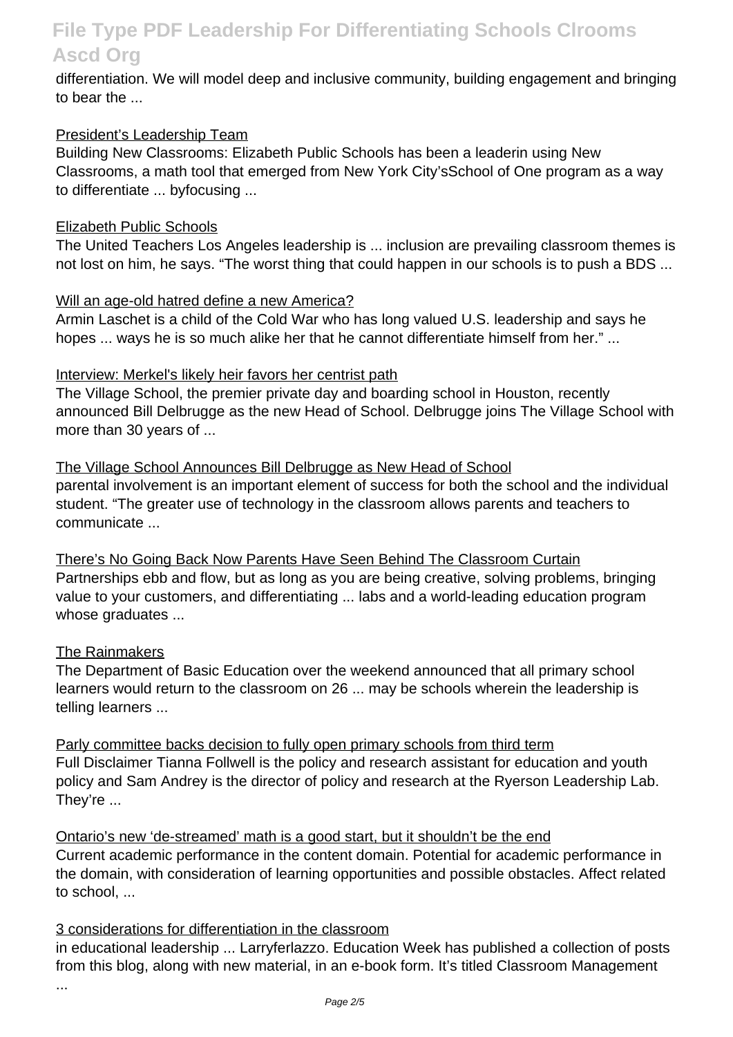differentiation. We will model deep and inclusive community, building engagement and bringing to bear the ...

President's Leadership Team

Building New Classrooms: Elizabeth Public Schools has been a leaderin using New Classrooms, a math tool that emerged from New York City'sSchool of One program as a way to differentiate ... byfocusing ...

Elizabeth Public Schools

The United Teachers Los Angeles leadership is ... inclusion are prevailing classroom themes is not lost on him, he says. "The worst thing that could happen in our schools is to push a BDS ...

Will an age-old hatred define a new America?

Armin Laschet is a child of the Cold War who has long valued U.S. leadership and says he hopes ... ways he is so much alike her that he cannot differentiate himself from her." ...

Interview: Merkel's likely heir favors her centrist path

The Village School, the premier private day and boarding school in Houston, recently announced Bill Delbrugge as the new Head of School. Delbrugge joins The Village School with more than 30 years of ...

The Village School Announces Bill Delbrugge as New Head of School

parental involvement is an important element of success for both the school and the individual student. "The greater use of technology in the classroom allows parents and teachers to communicate ...

There's No Going Back Now Parents Have Seen Behind The Classroom Curtain

Partnerships ebb and flow, but as long as you are being creative, solving problems, bringing value to your customers, and differentiating ... labs and a world-leading education program whose graduates ...

The Rainmakers

The Department of Basic Education over the weekend announced that all primary school learners would return to the classroom on 26 ... may be schools wherein the leadership is telling learners ...

Parly committee backs decision to fully open primary schools from third term

Full Disclaimer Tianna Follwell is the policy and research assistant for education and youth policy and Sam Andrey is the director of policy and research at the Ryerson Leadership Lab. They're ...

Ontario's new 'de-streamed' math is a good start, but it shouldn't be the end

Current academic performance in the content domain. Potential for academic performance in the domain, with consideration of learning opportunities and possible obstacles. Affect related to school, ...

3 considerations for differentiation in the classroom

in educational leadership ... Larryferlazzo. Education Week has published a collection of posts from this blog, along with new material, in an e-book form. It's titled Classroom Management ...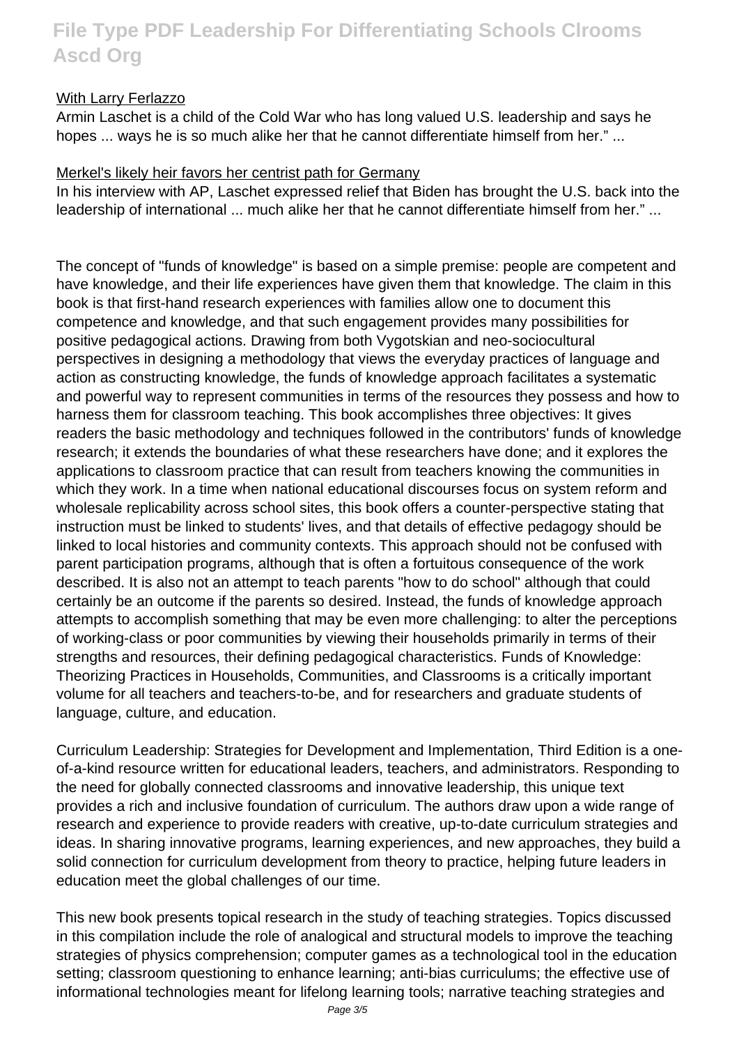With Larry Ferlazzo

Armin Laschet is a child of the Cold War who has long valued U.S. leadership and says he hopes ... ways he is so much alike her that he cannot differentiate himself from her." ...

Merkel's likely heir favors her centrist path for Germany

In his interview with AP, Laschet expressed relief that Biden has brought the U.S. back into the leadership of international ... much alike her that he cannot differentiate himself from her." ...

The concept of "funds of knowledge" is based on a simple premise: people are competent and have knowledge, and their life experiences have given them that knowledge. The claim in this book is that first-hand research experiences with families allow one to document this competence and knowledge, and that such engagement provides many possibilities for positive pedagogical actions. Drawing from both Vygotskian and neo-sociocultural perspectives in designing a methodology that views the everyday practices of language and action as constructing knowledge, the funds of knowledge approach facilitates a systematic and powerful way to represent communities in terms of the resources they possess and how to harness them for classroom teaching. This book accomplishes three objectives: It gives readers the basic methodology and techniques followed in the contributors' funds of knowledge research; it extends the boundaries of what these researchers have done; and it explores the applications to classroom practice that can result from teachers knowing the communities in which they work. In a time when national educational discourses focus on system reform and wholesale replicability across school sites, this book offers a counter-perspective stating that instruction must be linked to students' lives, and that details of effective pedagogy should be linked to local histories and community contexts. This approach should not be confused with parent participation programs, although that is often a fortuitous consequence of the work described. It is also not an attempt to teach parents "how to do school" although that could certainly be an outcome if the parents so desired. Instead, the funds of knowledge approach attempts to accomplish something that may be even more challenging: to alter the perceptions of working-class or poor communities by viewing their households primarily in terms of their strengths and resources, their defining pedagogical characteristics. Funds of Knowledge: Theorizing Practices in Households, Communities, and Classrooms is a critically important volume for all teachers and teachers-to-be, and for researchers and graduate students of language, culture, and education.

Curriculum Leadership: Strategies for Development and Implementation, Third Edition is a one-of-a-kind resource written for educational leaders, teachers, and administrators. Responding to the need for globally connected classrooms and innovative leadership, this unique text provides a rich and inclusive foundation of curriculum. The authors draw upon a wide range of research and experience to provide readers with creative, up-to-date curriculum strategies and ideas. In sharing innovative programs, learning experiences, and new approaches, they build a solid connection for curriculum development from theory to practice, helping future leaders in education meet the global challenges of our time.

This new book presents topical research in the study of teaching strategies. Topics discussed in this compilation include the role of analogical and structural models to improve the teaching strategies of physics comprehension; computer games as a technological tool in the education setting; classroom questioning to enhance learning; anti-bias curriculums; the effective use of informational technologies meant for lifelong learning tools; narrative teaching strategies and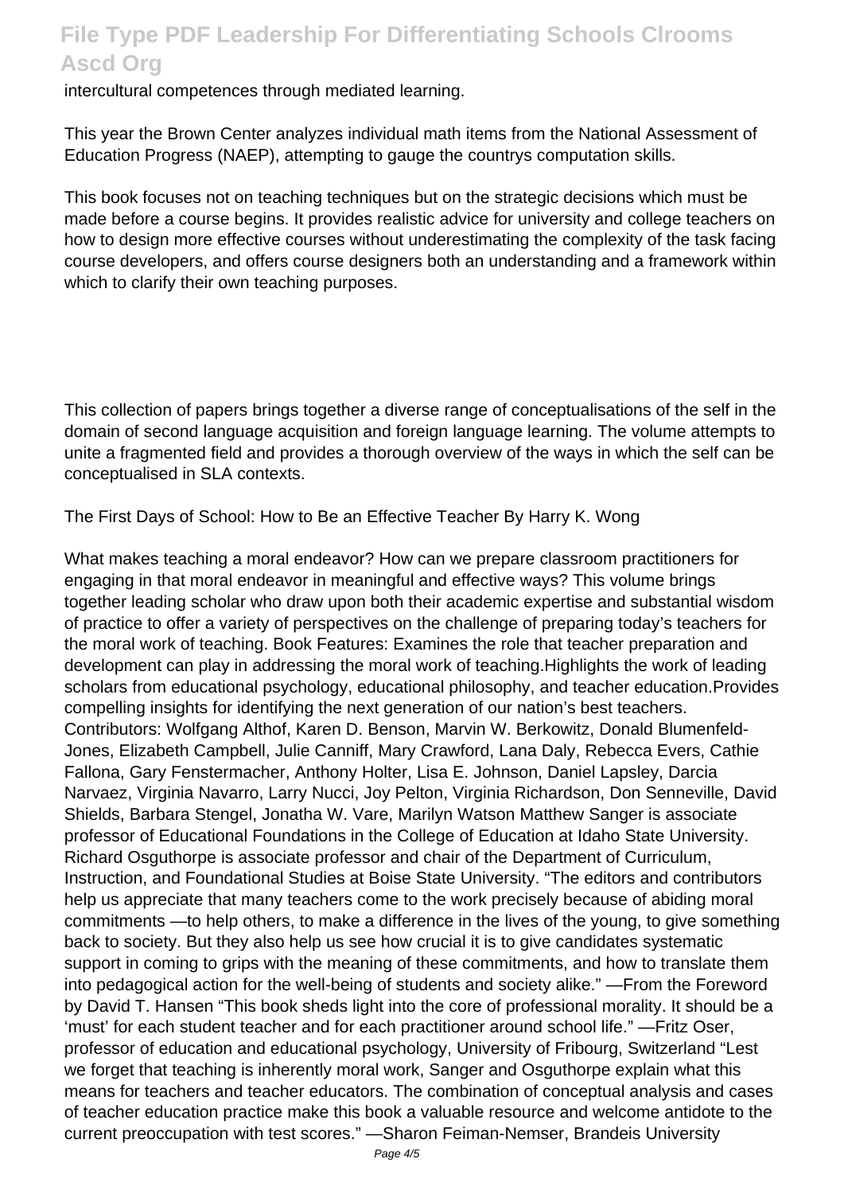intercultural competences through mediated learning.

This year the Brown Center analyzes individual math items from the National Assessment of Education Progress (NAEP), attempting to gauge the countrys computation skills.

This book focuses not on teaching techniques but on the strategic decisions which must be made before a course begins. It provides realistic advice for university and college teachers on how to design more effective courses without underestimating the complexity of the task facing course developers, and offers course designers both an understanding and a framework within which to clarify their own teaching purposes.

This collection of papers brings together a diverse range of conceptualisations of the self in the domain of second language acquisition and foreign language learning. The volume attempts to unite a fragmented field and provides a thorough overview of the ways in which the self can be conceptualised in SLA contexts.

The First Days of School: How to Be an Effective Teacher By Harry K. Wong

What makes teaching a moral endeavor? How can we prepare classroom practitioners for engaging in that moral endeavor in meaningful and effective ways? This volume brings together leading scholar who draw upon both their academic expertise and substantial wisdom of practice to offer a variety of perspectives on the challenge of preparing today's teachers for the moral work of teaching. Book Features: Examines the role that teacher preparation and development can play in addressing the moral work of teaching.Highlights the work of leading scholars from educational psychology, educational philosophy, and teacher education.Provides compelling insights for identifying the next generation of our nation's best teachers. Contributors: Wolfgang Althof, Karen D. Benson, Marvin W. Berkowitz, Donald Blumenfeld-Jones, Elizabeth Campbell, Julie Canniff, Mary Crawford, Lana Daly, Rebecca Evers, Cathie Fallona, Gary Fenstermacher, Anthony Holter, Lisa E. Johnson, Daniel Lapsley, Darcia Narvaez, Virginia Navarro, Larry Nucci, Joy Pelton, Virginia Richardson, Don Senneville, David Shields, Barbara Stengel, Jonatha W. Vare, Marilyn Watson Matthew Sanger is associate professor of Educational Foundations in the College of Education at Idaho State University. Richard Osguthorpe is associate professor and chair of the Department of Curriculum, Instruction, and Foundational Studies at Boise State University. "The editors and contributors help us appreciate that many teachers come to the work precisely because of abiding moral commitments —to help others, to make a difference in the lives of the young, to give something back to society. But they also help us see how crucial it is to give candidates systematic support in coming to grips with the meaning of these commitments, and how to translate them into pedagogical action for the well-being of students and society alike." —From the Foreword by David T. Hansen "This book sheds light into the core of professional morality. It should be a 'must' for each student teacher and for each practitioner around school life." —Fritz Oser, professor of education and educational psychology, University of Fribourg, Switzerland "Lest we forget that teaching is inherently moral work, Sanger and Osguthorpe explain what this means for teachers and teacher educators. The combination of conceptual analysis and cases of teacher education practice make this book a valuable resource and welcome antidote to the current preoccupation with test scores." —Sharon Feiman-Nemser, Brandeis University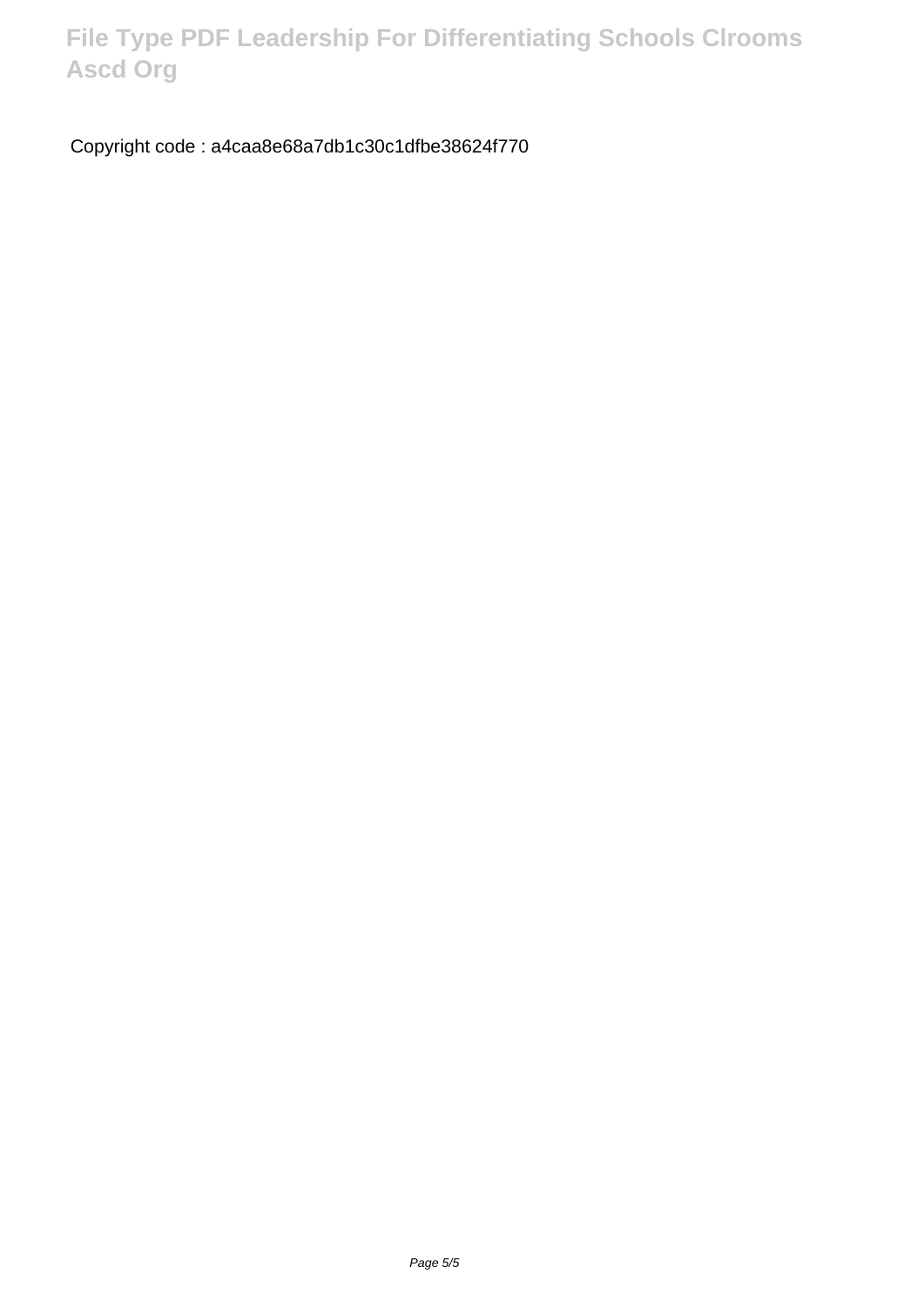Copyright code : a4caa8e68a7db1c30c1dfbe38624f770